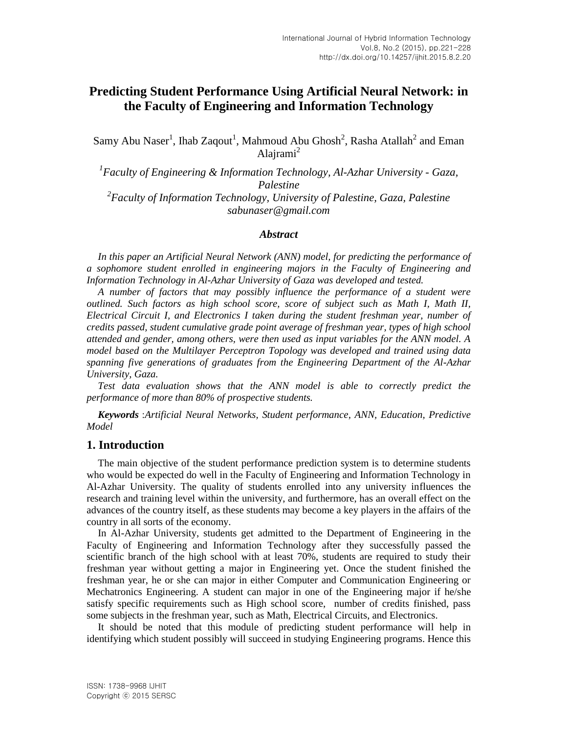# Predicting Student Performance Using Artificial Neural Network: in the Faculty of Engineering and Information Technology

Samy Abu Naser[1], Ihab Zaqout[1], Mahmoud Abu Ghosh[2], Rasha Atallah[2] and Eman Alajrami[2]

*[1]Faculty of Engineering & Information Technology, Al-Azhar University - Gaza, Palestine*
*[2]Faculty of Information Technology, University of Palestine, Gaza, Palestine*
*sabunaser@gmail.com*

### *Abstract*

*In this paper an Artificial Neural Network (ANN) model, for predicting the performance of a sophomore student enrolled in engineering majors in the Faculty of Engineering and Information Technology in Al-Azhar University of Gaza was developed and tested.*

*A number of factors that may possibly influence the performance of a student were outlined. Such factors as high school score, score of subject such as Math I, Math II, Electrical Circuit I, and Electronics I taken during the student freshman year, number of credits passed, student cumulative grade point average of freshman year, types of high school attended and gender, among others, were then used as input variables for the ANN model. A model based on the Multilayer Perceptron Topology was developed and trained using data spanning five generations of graduates from the Engineering Department of the Al-Azhar University, Gaza.*

*Test data evaluation shows that the ANN model is able to correctly predict the performance of more than 80% of prospective students.*

***Keywords*** :*Artificial Neural Networks, Student performance, ANN, Education, Predictive Model*

## 1. Introduction

The main objective of the student performance prediction system is to determine students who would be expected do well in the Faculty of Engineering and Information Technology in Al-Azhar University. The quality of students enrolled into any university influences the research and training level within the university, and furthermore, has an overall effect on the advances of the country itself, as these students may become a key players in the affairs of the country in all sorts of the economy.

In Al-Azhar University, students get admitted to the Department of Engineering in the Faculty of Engineering and Information Technology after they successfully passed the scientific branch of the high school with at least 70%, students are required to study their freshman year without getting a major in Engineering yet. Once the student finished the freshman year, he or she can major in either Computer and Communication Engineering or Mechatronics Engineering. A student can major in one of the Engineering major if he/she satisfy specific requirements such as High school score, number of credits finished, pass some subjects in the freshman year, such as Math, Electrical Circuits, and Electronics.

It should be noted that this module of predicting student performance will help in identifying which student possibly will succeed in studying Engineering programs. Hence this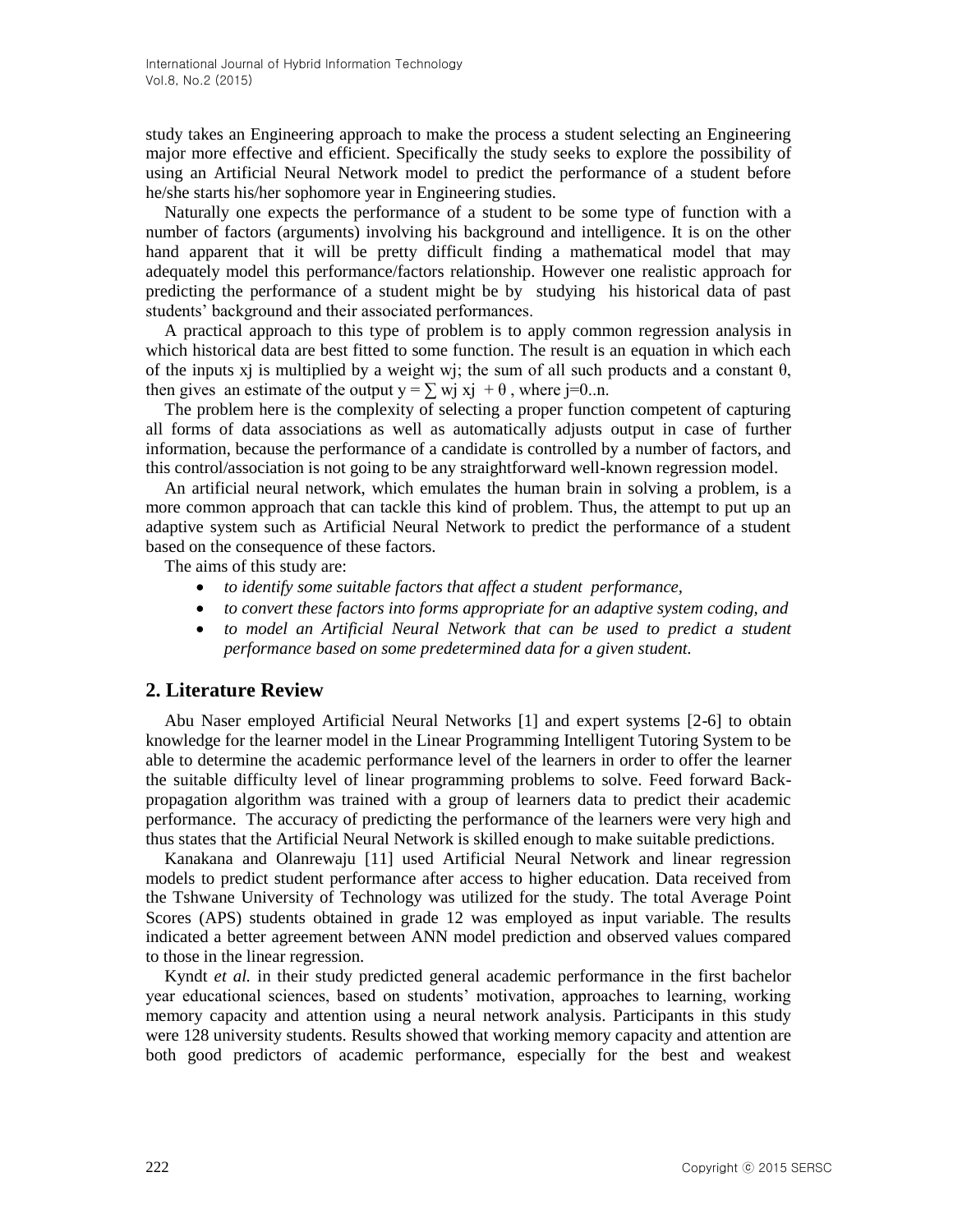study takes an Engineering approach to make the process a student selecting an Engineering major more effective and efficient. Specifically the study seeks to explore the possibility of using an Artificial Neural Network model to predict the performance of a student before he/she starts his/her sophomore year in Engineering studies.

Naturally one expects the performance of a student to be some type of function with a number of factors (arguments) involving his background and intelligence. It is on the other hand apparent that it will be pretty difficult finding a mathematical model that may adequately model this performance/factors relationship. However one realistic approach for predicting the performance of a student might be by studying his historical data of past students' background and their associated performances.

A practical approach to this type of problem is to apply common regression analysis in which historical data are best fitted to some function. The result is an equation in which each of the inputs $x_j$ is multiplied by a weight $w_j$; the sum of all such products and a constant $\theta$, then gives an estimate of the output $y = \sum w_j x_j + \theta$, where $j=0..n$.

The problem here is the complexity of selecting a proper function competent of capturing all forms of data associations as well as automatically adjusts output in case of further information, because the performance of a candidate is controlled by a number of factors, and this control/association is not going to be any straightforward well-known regression model.

An artificial neural network, which emulates the human brain in solving a problem, is a more common approach that can tackle this kind of problem. Thus, the attempt to put up an adaptive system such as Artificial Neural Network to predict the performance of a student based on the consequence of these factors.

The aims of this study are:

- *to identify some suitable factors that affect a student performance,*
- *to convert these factors into forms appropriate for an adaptive system coding, and*
- *to model an Artificial Neural Network that can be used to predict a student performance based on some predetermined data for a given student.*

## 2. Literature Review

Abu Naser employed Artificial Neural Networks [1] and expert systems [2-6] to obtain knowledge for the learner model in the Linear Programming Intelligent Tutoring System to be able to determine the academic performance level of the learners in order to offer the learner the suitable difficulty level of linear programming problems to solve. Feed forward Back-propagation algorithm was trained with a group of learners data to predict their academic performance. The accuracy of predicting the performance of the learners were very high and thus states that the Artificial Neural Network is skilled enough to make suitable predictions.

Kanakana and Olanrewaju [11] used Artificial Neural Network and linear regression models to predict student performance after access to higher education. Data received from the Tshwane University of Technology was utilized for the study. The total Average Point Scores (APS) students obtained in grade 12 was employed as input variable. The results indicated a better agreement between ANN model prediction and observed values compared to those in the linear regression.

Kyndt *et al.* in their study predicted general academic performance in the first bachelor year educational sciences, based on students' motivation, approaches to learning, working memory capacity and attention using a neural network analysis. Participants in this study were 128 university students. Results showed that working memory capacity and attention are both good predictors of academic performance, especially for the best and weakest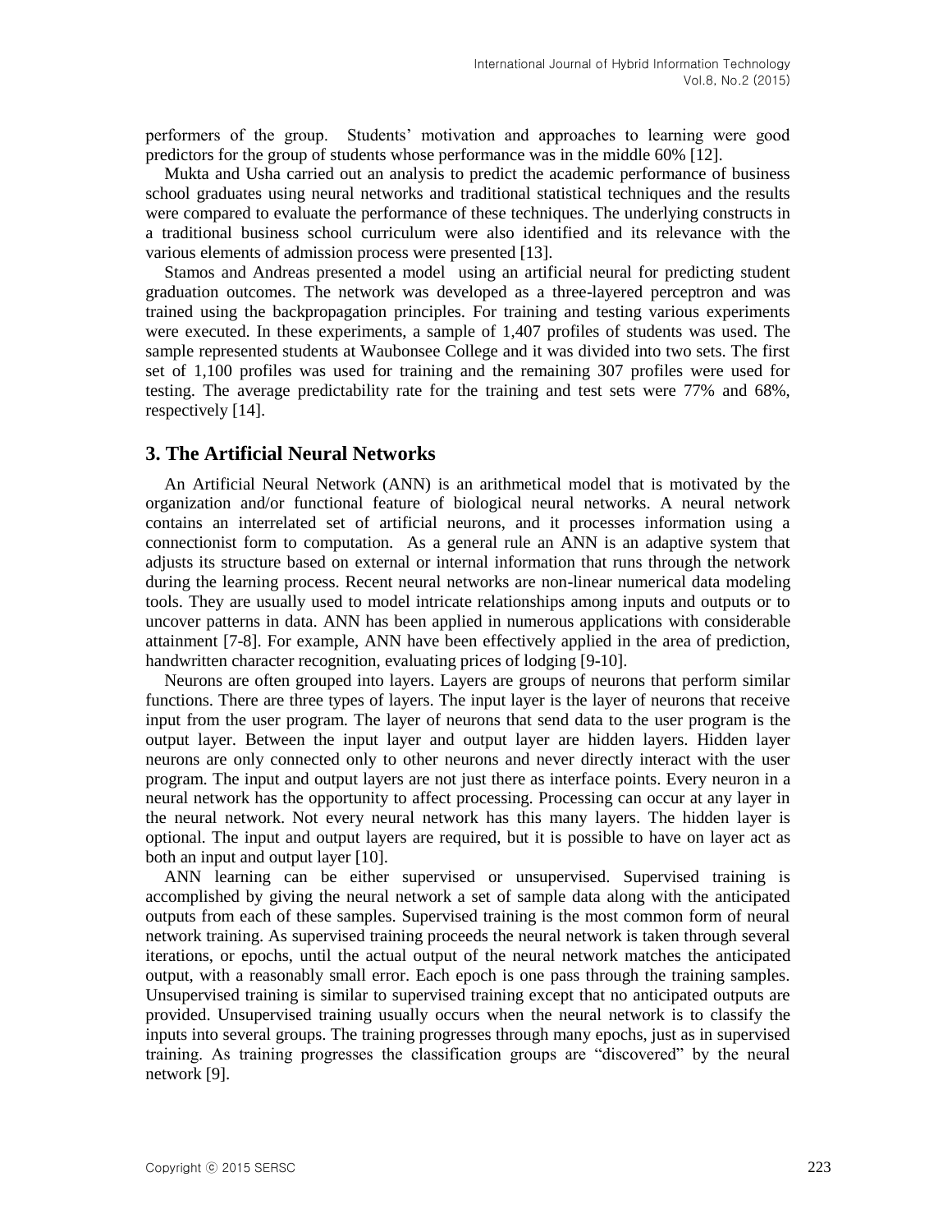performers of the group. Students' motivation and approaches to learning were good predictors for the group of students whose performance was in the middle 60% [12].

Mukta and Usha carried out an analysis to predict the academic performance of business school graduates using neural networks and traditional statistical techniques and the results were compared to evaluate the performance of these techniques. The underlying constructs in a traditional business school curriculum were also identified and its relevance with the various elements of admission process were presented [13].

Stamos and Andreas presented a model using an artificial neural for predicting student graduation outcomes. The network was developed as a three-layered perceptron and was trained using the backpropagation principles. For training and testing various experiments were executed. In these experiments, a sample of 1,407 profiles of students was used. The sample represented students at Waubonsee College and it was divided into two sets. The first set of 1,100 profiles was used for training and the remaining 307 profiles were used for testing. The average predictability rate for the training and test sets were 77% and 68%, respectively [14].

## 3. The Artificial Neural Networks

An Artificial Neural Network (ANN) is an arithmetical model that is motivated by the organization and/or functional feature of biological neural networks. A neural network contains an interrelated set of artificial neurons, and it processes information using a connectionist form to computation. As a general rule an ANN is an adaptive system that adjusts its structure based on external or internal information that runs through the network during the learning process. Recent neural networks are non-linear numerical data modeling tools. They are usually used to model intricate relationships among inputs and outputs or to uncover patterns in data. ANN has been applied in numerous applications with considerable attainment [7-8]. For example, ANN have been effectively applied in the area of prediction, handwritten character recognition, evaluating prices of lodging [9-10].

Neurons are often grouped into layers. Layers are groups of neurons that perform similar functions. There are three types of layers. The input layer is the layer of neurons that receive input from the user program. The layer of neurons that send data to the user program is the output layer. Between the input layer and output layer are hidden layers. Hidden layer neurons are only connected only to other neurons and never directly interact with the user program. The input and output layers are not just there as interface points. Every neuron in a neural network has the opportunity to affect processing. Processing can occur at any layer in the neural network. Not every neural network has this many layers. The hidden layer is optional. The input and output layers are required, but it is possible to have on layer act as both an input and output layer [10].

ANN learning can be either supervised or unsupervised. Supervised training is accomplished by giving the neural network a set of sample data along with the anticipated outputs from each of these samples. Supervised training is the most common form of neural network training. As supervised training proceeds the neural network is taken through several iterations, or epochs, until the actual output of the neural network matches the anticipated output, with a reasonably small error. Each epoch is one pass through the training samples. Unsupervised training is similar to supervised training except that no anticipated outputs are provided. Unsupervised training usually occurs when the neural network is to classify the inputs into several groups. The training progresses through many epochs, just as in supervised training. As training progresses the classification groups are "discovered" by the neural network [9].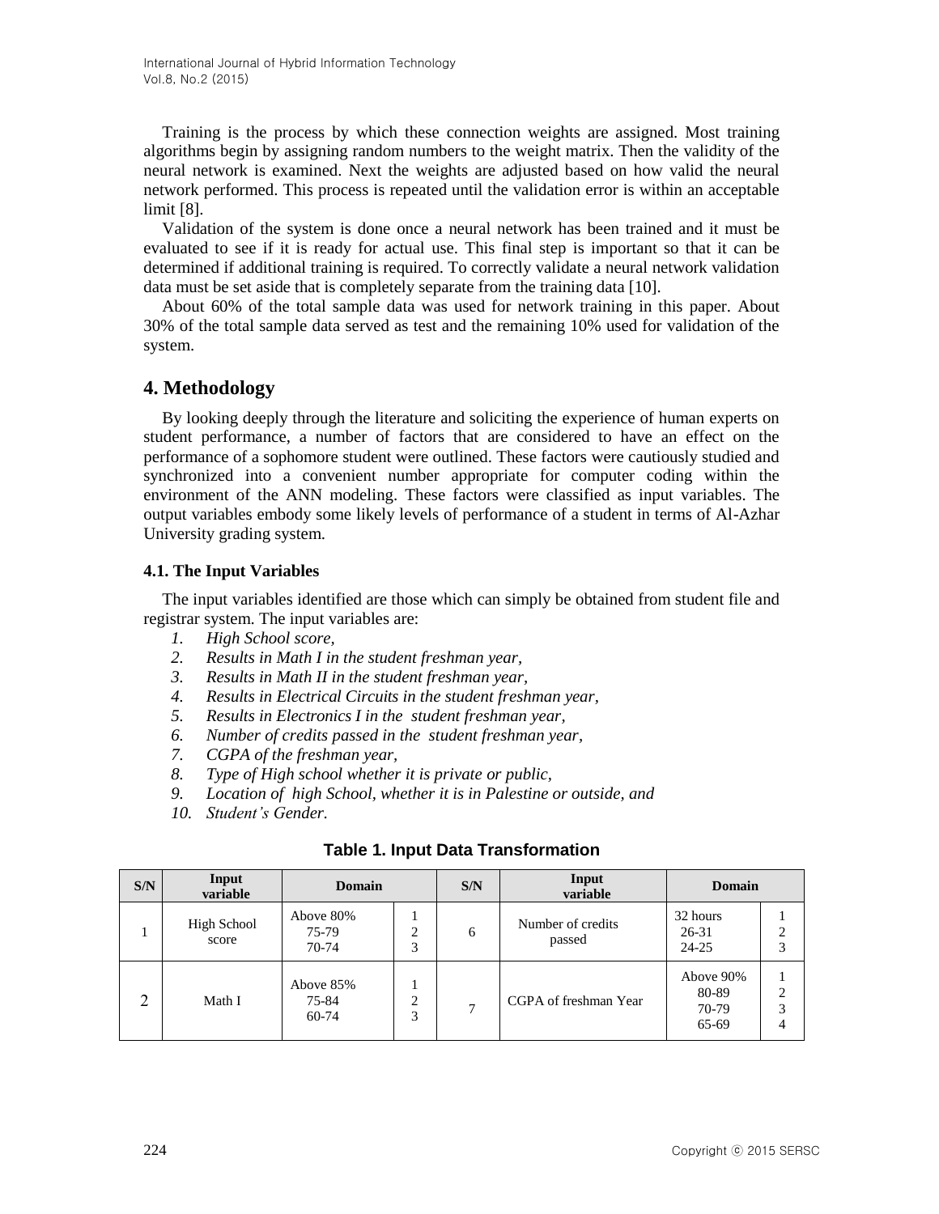Training is the process by which these connection weights are assigned. Most training algorithms begin by assigning random numbers to the weight matrix. Then the validity of the neural network is examined. Next the weights are adjusted based on how valid the neural network performed. This process is repeated until the validation error is within an acceptable limit [8].

Validation of the system is done once a neural network has been trained and it must be evaluated to see if it is ready for actual use. This final step is important so that it can be determined if additional training is required. To correctly validate a neural network validation data must be set aside that is completely separate from the training data [10].

About 60% of the total sample data was used for network training in this paper. About 30% of the total sample data served as test and the remaining 10% used for validation of the system.

## 4. Methodology

By looking deeply through the literature and soliciting the experience of human experts on student performance, a number of factors that are considered to have an effect on the performance of a sophomore student were outlined. These factors were cautiously studied and synchronized into a convenient number appropriate for computer coding within the environment of the ANN modeling. These factors were classified as input variables. The output variables embody some likely levels of performance of a student in terms of Al-Azhar University grading system.

### 4.1. The Input Variables

The input variables identified are those which can simply be obtained from student file and registrar system. The input variables are:

1. *High School score,*
2. *Results in Math I in the student freshman year,*
3. *Results in Math II in the student freshman year,*
4. *Results in Electrical Circuits in the student freshman year,*
5. *Results in Electronics I in the student freshman year,*
6. *Number of credits passed in the student freshman year,*
7. *CGPA of the freshman year,*
8. *Type of High school whether it is private or public,*
9. *Location of high School, whether it is in Palestine or outside, and*
10. *Student's Gender.*

**Table 1. Input Data Transformation**

| S/N | Input variable | Domain | | S/N | Input variable | Domain | |
|---|---|---|---|---|---|---|---|
| 1 | High School score | Above 80%<br>75-79<br>70-74 | 1<br>2<br>3 | 6 | Number of credits passed | 32 hours<br>26-31<br>24-25 | 1<br>2<br>3 |
| 2 | Math I | Above 85%<br>75-84<br>60-74 | 1<br>2<br>3 | 7 | CGPA of freshman Year | Above 90%<br>80-89<br>70-79<br>65-69 | 1<br>2<br>3<br>4 |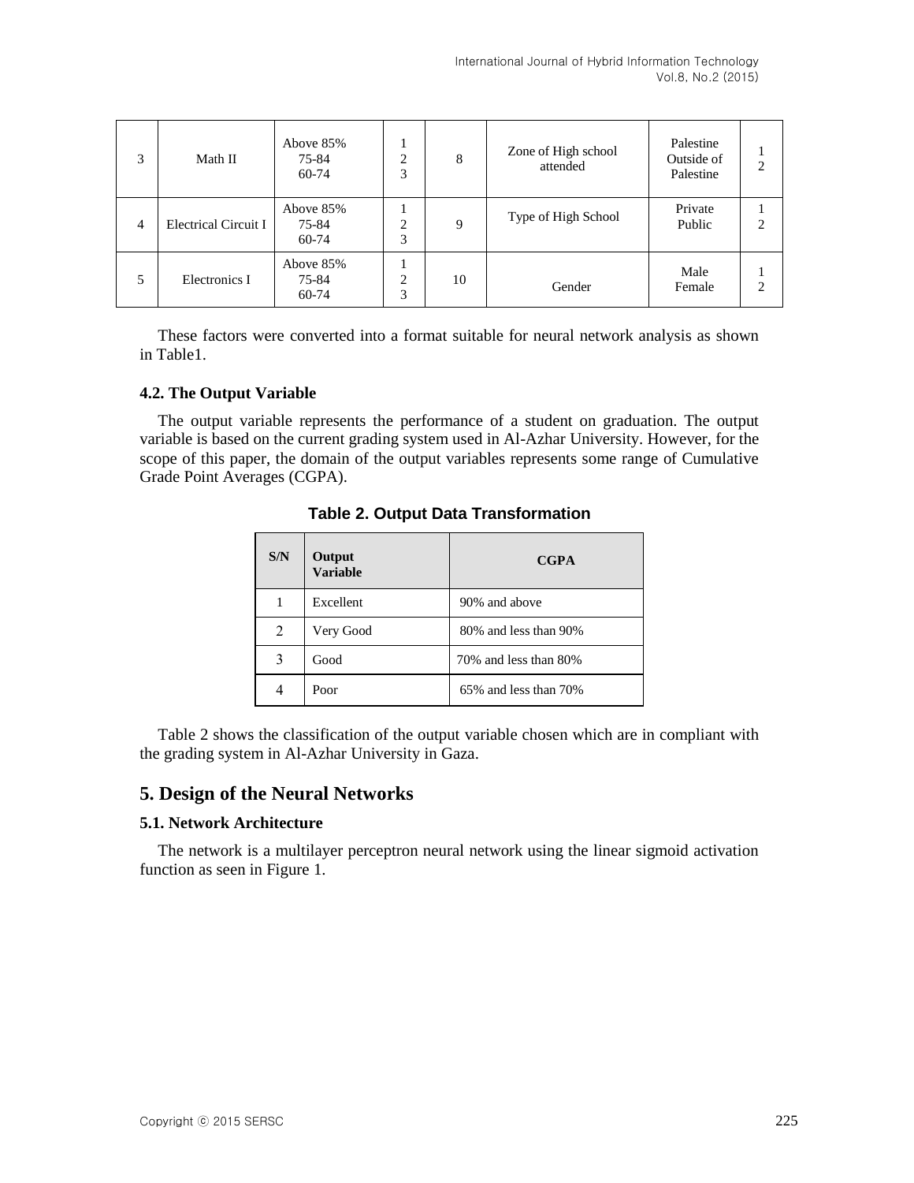| 3 | Math II | Above 85%<br>75-84<br>60-74 | 1<br>2<br>3 | 8 | Zone of High school attended | Palestine<br>Outside of Palestine | 1<br>2 |
|---|---|---|---|---|---|---|---|
| 4 | Electrical Circuit I | Above 85%<br>75-84<br>60-74 | 1<br>2<br>3 | 9 | Type of High School | Private<br>Public | 1<br>2 |
| 5 | Electronics I | Above 85%<br>75-84<br>60-74 | 1<br>2<br>3 | 10 | Gender | Male<br>Female | 1<br>2 |

These factors were converted into a format suitable for neural network analysis as shown in Table1.

### 4.2. The Output Variable

The output variable represents the performance of a student on graduation. The output variable is based on the current grading system used in Al-Azhar University. However, for the scope of this paper, the domain of the output variables represents some range of Cumulative Grade Point Averages (CGPA).

**Table 2. Output Data Transformation**

| S/N | Output Variable | CGPA |
|---|---|---|
| 1 | Excellent | 90% and above |
| 2 | Very Good | 80% and less than 90% |
| 3 | Good | 70% and less than 80% |
| 4 | Poor | 65% and less than 70% |

Table 2 shows the classification of the output variable chosen which are in compliant with the grading system in Al-Azhar University in Gaza.

## 5. Design of the Neural Networks

### 5.1. Network Architecture

The network is a multilayer perceptron neural network using the linear sigmoid activation function as seen in Figure 1.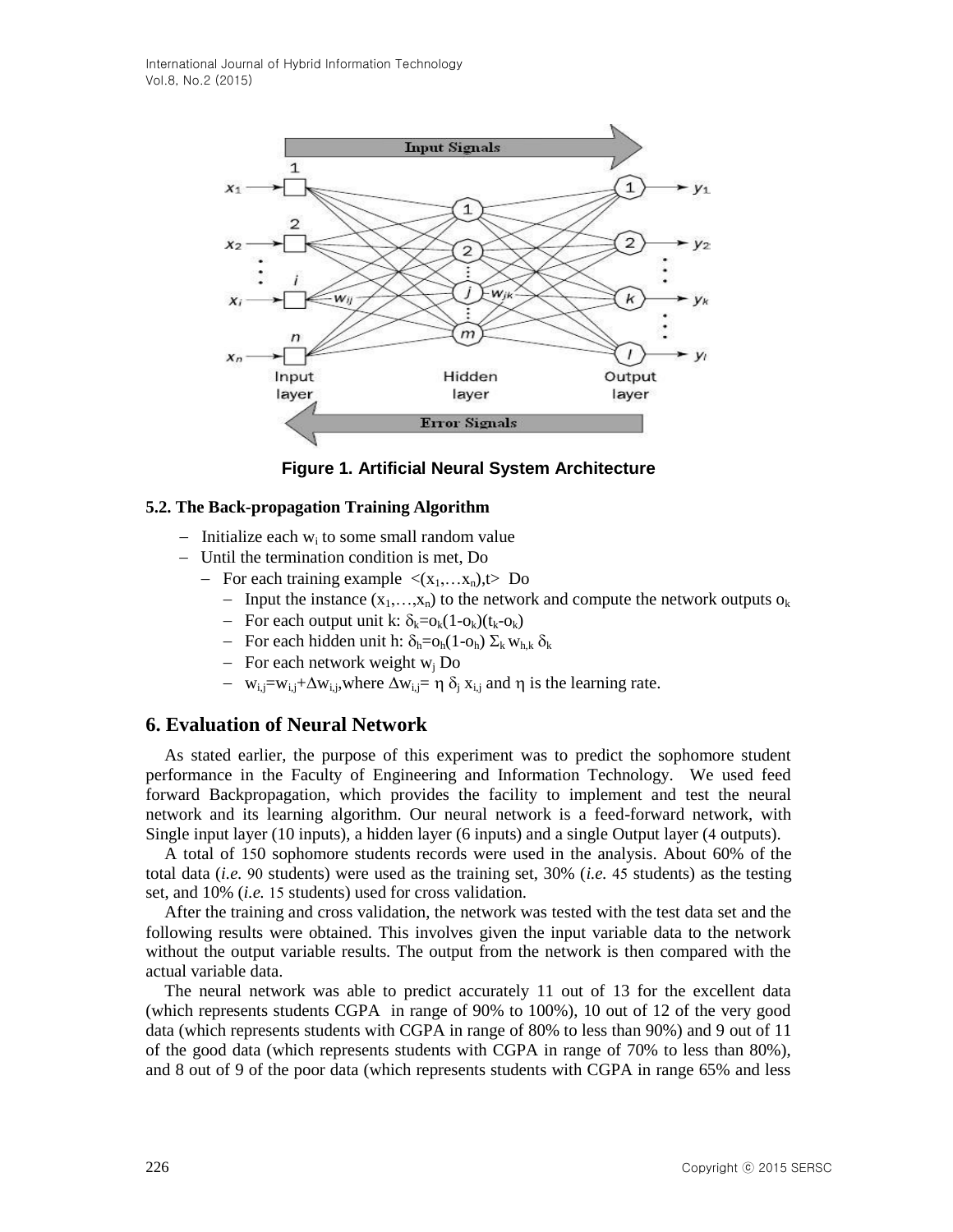Figure 1. Artificial Neural System Architecture

### 5.2. The Back-propagation Training Algorithm

- Initialize each $w_i$ to some small random value
- Until the termination condition is met, Do
  - For each training example $<(x_1,\ldots x_n),t>$ Do
    - Input the instance $(x_1,\ldots,x_n)$ to the network and compute the network outputs $o_k$
    - For each output unit k: $\delta_k=o_k(1-o_k)(t_k-o_k)$
    - For each hidden unit h: $\delta_h=o_h(1-o_h)\ \Sigma_k\ w_{h,k}\ \delta_k$
    - For each network weight $w_j$ Do
    - $w_{i,j}=w_{i,j}+\Delta w_{i,j}$,where $\Delta w_{i,j}=\eta\ \delta_j\ x_{i,j}$ and $\eta$ is the learning rate.

## 6. Evaluation of Neural Network

As stated earlier, the purpose of this experiment was to predict the sophomore student performance in the Faculty of Engineering and Information Technology. We used feed forward Backpropagation, which provides the facility to implement and test the neural network and its learning algorithm. Our neural network is a feed-forward network, with Single input layer (10 inputs), a hidden layer (6 inputs) and a single Output layer (4 outputs).

A total of 150 sophomore students records were used in the analysis. About 60% of the total data (*i.e.* 90 students) were used as the training set, 30% (*i.e.* 45 students) as the testing set, and 10% (*i.e.* 15 students) used for cross validation.

After the training and cross validation, the network was tested with the test data set and the following results were obtained. This involves given the input variable data to the network without the output variable results. The output from the network is then compared with the actual variable data.

The neural network was able to predict accurately 11 out of 13 for the excellent data (which represents students CGPA in range of 90% to 100%), 10 out of 12 of the very good data (which represents students with CGPA in range of 80% to less than 90%) and 9 out of 11 of the good data (which represents students with CGPA in range of 70% to less than 80%), and 8 out of 9 of the poor data (which represents students with CGPA in range 65% and less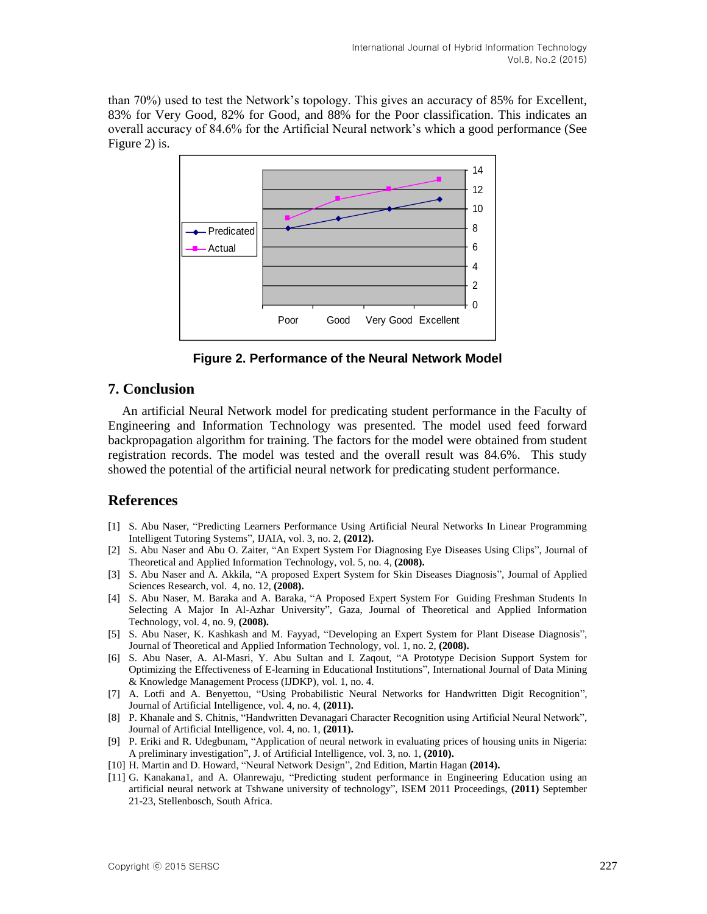than 70%) used to test the Network's topology. This gives an accuracy of 85% for Excellent, 83% for Very Good, 82% for Good, and 88% for the Poor classification. This indicates an overall accuracy of 84.6% for the Artificial Neural network's which a good performance (See Figure 2) is.

**Figure 2. Performance of the Neural Network Model**

## 7. Conclusion

An artificial Neural Network model for predicating student performance in the Faculty of Engineering and Information Technology was presented. The model used feed forward backpropagation algorithm for training. The factors for the model were obtained from student registration records. The model was tested and the overall result was 84.6%. This study showed the potential of the artificial neural network for predicating student performance.

## References

[1] S. Abu Naser, "Predicting Learners Performance Using Artificial Neural Networks In Linear Programming Intelligent Tutoring Systems", IJAIA, vol. 3, no. 2, **(2012).**

[2] S. Abu Naser and Abu O. Zaiter, "An Expert System For Diagnosing Eye Diseases Using Clips", Journal of Theoretical and Applied Information Technology, vol. 5, no. 4, **(2008).**

[3] S. Abu Naser and A. Akkila, "A proposed Expert System for Skin Diseases Diagnosis", Journal of Applied Sciences Research, vol. 4, no. 12, **(2008).**

[4] S. Abu Naser, M. Baraka and A. Baraka, "A Proposed Expert System For Guiding Freshman Students In Selecting A Major In Al-Azhar University", Gaza, Journal of Theoretical and Applied Information Technology, vol. 4, no. 9, **(2008).**

[5] S. Abu Naser, K. Kashkash and M. Fayyad, "Developing an Expert System for Plant Disease Diagnosis", Journal of Theoretical and Applied Information Technology, vol. 1, no. 2, **(2008).**

[6] S. Abu Naser, A. Al-Masri, Y. Abu Sultan and I. Zaqout, "A Prototype Decision Support System for Optimizing the Effectiveness of E-learning in Educational Institutions", International Journal of Data Mining & Knowledge Management Process (IJDKP), vol. 1, no. 4.

[7] A. Lotfi and A. Benyettou, "Using Probabilistic Neural Networks for Handwritten Digit Recognition", Journal of Artificial Intelligence, vol. 4, no. 4, **(2011).**

[8] P. Khanale and S. Chitnis, "Handwritten Devanagari Character Recognition using Artificial Neural Network", Journal of Artificial Intelligence, vol. 4, no. 1, **(2011).**

[9] P. Eriki and R. Udegbunam, "Application of neural network in evaluating prices of housing units in Nigeria: A preliminary investigation", J. of Artificial Intelligence, vol. 3, no. 1, **(2010).**

[10] H. Martin and D. Howard, "Neural Network Design", 2nd Edition, Martin Hagan **(2014).**

[11] G. Kanakana1, and A. Olanrewaju, "Predicting student performance in Engineering Education using an artificial neural network at Tshwane university of technology", ISEM 2011 Proceedings, **(2011)** September 21-23, Stellenbosch, South Africa.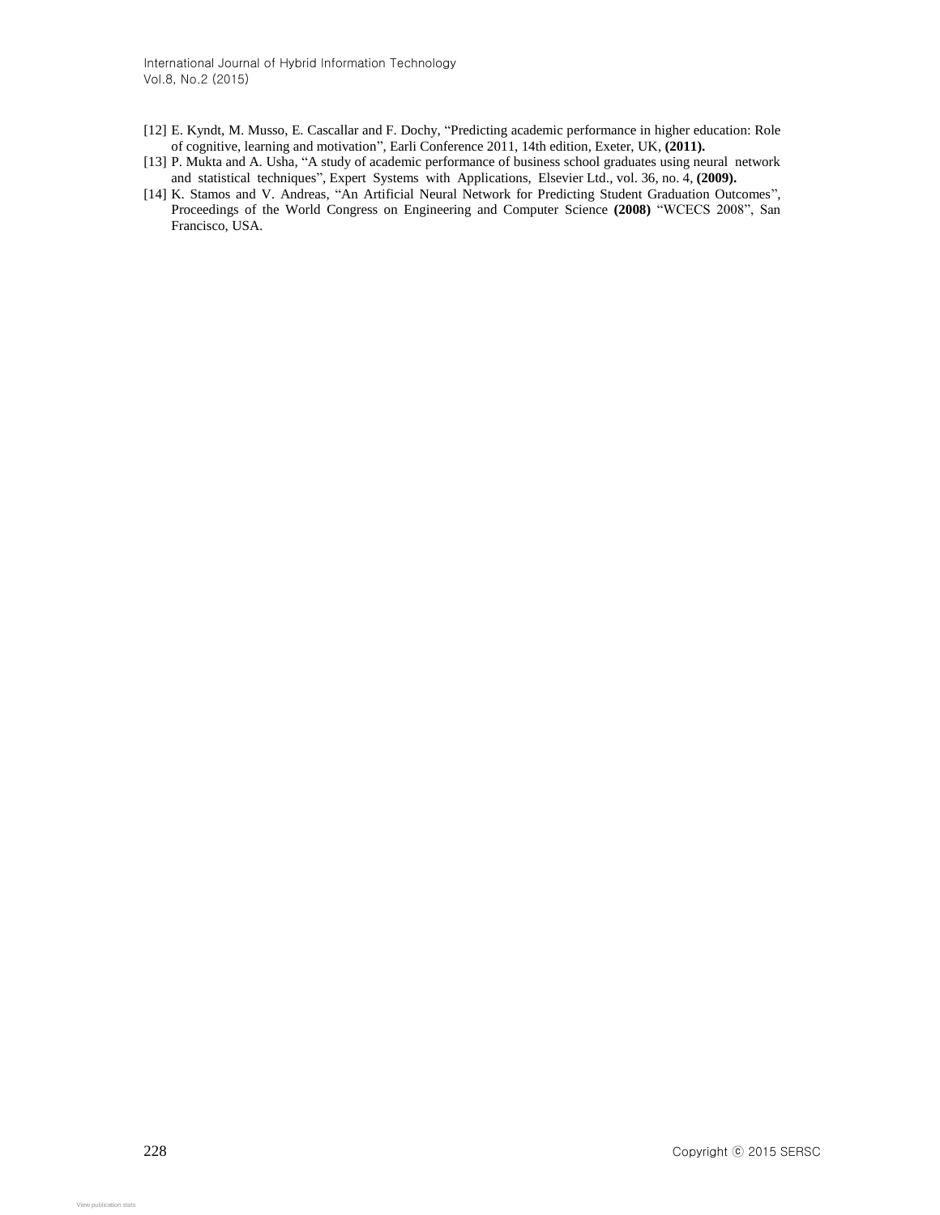[12] E. Kyndt, M. Musso, E. Cascallar and F. Dochy, "Predicting academic performance in higher education: Role of cognitive, learning and motivation", Earli Conference 2011, 14th edition, Exeter, UK, **(2011).**

[13] P. Mukta and A. Usha, "A study of academic performance of business school graduates using neural network and statistical techniques", Expert Systems with Applications, Elsevier Ltd., vol. 36, no. 4, **(2009).**

[14] K. Stamos and V. Andreas, "An Artificial Neural Network for Predicting Student Graduation Outcomes", Proceedings of the World Congress on Engineering and Computer Science **(2008)** "WCECS 2008", San Francisco, USA.